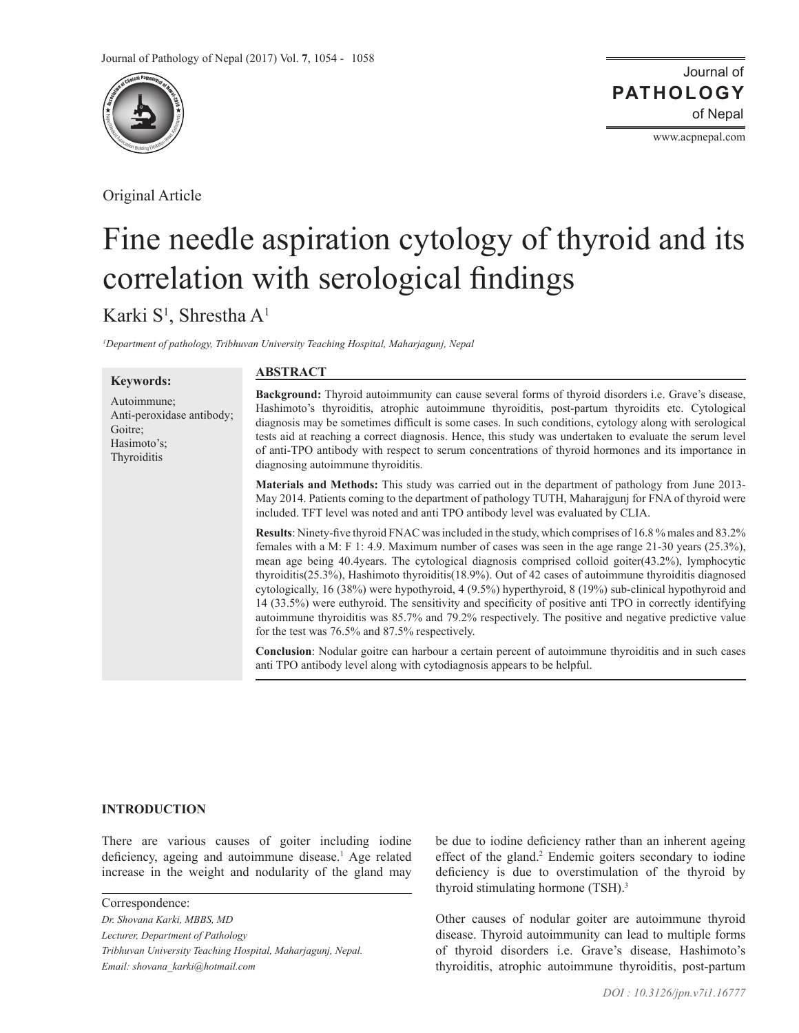Original Article

# Fine needle aspiration cytology of thyroid and its correlation with serological findings

Karki S[1], Shrestha A[1]

*[1]Department of pathology, Tribhuvan University Teaching Hospital, Maharjagunj, Nepal*

**Keywords:**

Autoimmune;
Anti-peroxidase antibody;
Goitre;
Hasimoto's;
Thyroiditis

## ABSTRACT

**Background:** Thyroid autoimmunity can cause several forms of thyroid disorders i.e. Grave's disease, Hashimoto's thyroiditis, atrophic autoimmune thyroiditis, post-partum thyroidits etc. Cytological diagnosis may be sometimes difficult is some cases. In such conditions, cytology along with serological tests aid at reaching a correct diagnosis. Hence, this study was undertaken to evaluate the serum level of anti-TPO antibody with respect to serum concentrations of thyroid hormones and its importance in diagnosing autoimmune thyroiditis.

**Materials and Methods:** This study was carried out in the department of pathology from June 2013-May 2014. Patients coming to the department of pathology TUTH, Maharajgunj for FNA of thyroid were included. TFT level was noted and anti TPO antibody level was evaluated by CLIA.

**Results**: Ninety-five thyroid FNAC was included in the study, which comprises of 16.8 % males and 83.2% females with a M: F 1: 4.9. Maximum number of cases was seen in the age range 21-30 years (25.3%), mean age being 40.4years. The cytological diagnosis comprised colloid goiter(43.2%), lymphocytic thyroiditis(25.3%), Hashimoto thyroiditis(18.9%). Out of 42 cases of autoimmune thyroiditis diagnosed cytologically, 16 (38%) were hypothyroid, 4 (9.5%) hyperthyroid, 8 (19%) sub-clinical hypothyroid and 14 (33.5%) were euthyroid. The sensitivity and specificity of positive anti TPO in correctly identifying autoimmune thyroiditis was 85.7% and 79.2% respectively. The positive and negative predictive value for the test was 76.5% and 87.5% respectively.

**Conclusion**: Nodular goitre can harbour a certain percent of autoimmune thyroiditis and in such cases anti TPO antibody level along with cytodiagnosis appears to be helpful.

## INTRODUCTION

There are various causes of goiter including iodine deficiency, ageing and autoimmune disease.[1] Age related increase in the weight and nodularity of the gland may be due to iodine deficiency rather than an inherent ageing effect of the gland.[2] Endemic goiters secondary to iodine deficiency is due to overstimulation of the thyroid by thyroid stimulating hormone (TSH).[3]

Other causes of nodular goiter are autoimmune thyroid disease. Thyroid autoimmunity can lead to multiple forms of thyroid disorders i.e. Grave's disease, Hashimoto's thyroiditis, atrophic autoimmune thyroiditis, post-partum

Correspondence:
*Dr. Shovana Karki, MBBS, MD*
*Lecturer, Department of Pathology*
*Tribhuvan University Teaching Hospital, Maharjagunj, Nepal.*
*Email: shovana_karki@hotmail.com*

*DOI : 10.3126/jpn.v7i1.16777*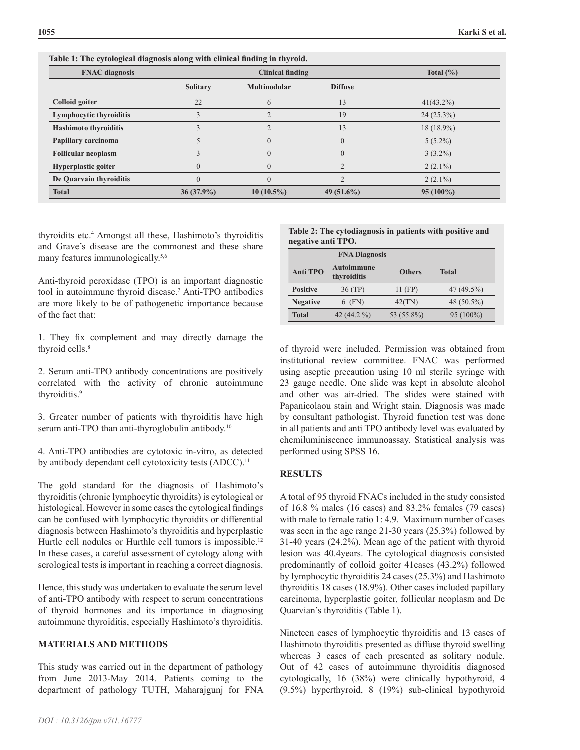**Table 1: The cytological diagnosis along with clinical finding in thyroid.**

| FNAC diagnosis | Clinical finding | | | Total (%) |
|---|---|---|---|---|
| | Solitary | Multinodular | Diffuse | |
| **Colloid goiter** | 22 | 6 | 13 | 41(43.2%) |
| **Lymphocytic thyroiditis** | 3 | 2 | 19 | 24 (25.3%) |
| **Hashimoto thyroiditis** | 3 | 2 | 13 | 18 (18.9%) |
| **Papillary carcinoma** | 5 | 0 | 0 | 5 (5.2%) |
| **Follicular neoplasm** | 3 | 0 | 0 | 3 (3.2%) |
| **Hyperplastic goiter** | 0 | 0 | 2 | 2 (2.1%) |
| **De Quarvain thyroiditis** | 0 | 0 | 2 | 2 (2.1%) |
| **Total** | 36 (37.9%) | 10 (10.5%) | 49 (51.6%) | 95 (100%) |

thyroidits etc.[4] Amongst all these, Hashimoto's thyroiditis and Grave's disease are the commonest and these share many features immunologically.[5,6]

Anti-thyroid peroxidase (TPO) is an important diagnostic tool in autoimmune thyroid disease.[7] Anti-TPO antibodies are more likely to be of pathogenetic importance because of the fact that:

1. They fix complement and may directly damage the thyroid cells.[8]

2. Serum anti-TPO antibody concentrations are positively correlated with the activity of chronic autoimmune thyroiditis.[9]

3. Greater number of patients with thyroiditis have high serum anti-TPO than anti-thyroglobulin antibody.[10]

4. Anti-TPO antibodies are cytotoxic in-vitro, as detected by antibody dependant cell cytotoxicity tests (ADCC).[11]

The gold standard for the diagnosis of Hashimoto's thyroiditis (chronic lymphocytic thyroidits) is cytological or histological. However in some cases the cytological findings can be confused with lymphocytic thyroidits or differential diagnosis between Hashimoto's thyroiditis and hyperplastic Hurtle cell nodules or Hurthle cell tumors is impossible.[12] In these cases, a careful assessment of cytology along with serological tests is important in reaching a correct diagnosis.

Hence, this study was undertaken to evaluate the serum level of anti-TPO antibody with respect to serum concentrations of thyroid hormones and its importance in diagnosing autoimmune thyroiditis, especially Hashimoto's thyroiditis.

## MATERIALS AND METHODS

This study was carried out in the department of pathology from June 2013-May 2014. Patients coming to the department of pathology TUTH, Maharajgunj for FNA of thyroid were included. Permission was obtained from institutional review committee. FNAC was performed using aseptic precaution using 10 ml sterile syringe with 23 gauge needle. One slide was kept in absolute alcohol and other was air-dried. The slides were stained with Papanicolaou stain and Wright stain. Diagnosis was made by consultant pathologist. Thyroid function test was done in all patients and anti TPO antibody level was evaluated by chemiluminiscence immunoassay. Statistical analysis was performed using SPSS 16.

**Table 2: The cytodiagnosis in patients with positive and negative anti TPO.**

| | FNA Diagnosis | | |
|---|---|---|---|
| Anti TPO | Autoimmune thyroiditis | Others | Total |
| **Positive** | 36 (TP) | 11 (FP) | 47 (49.5%) |
| **Negative** | 6 (FN) | 42(TN) | 48 (50.5%) |
| **Total** | 42 (44.2 %) | 53 (55.8%) | 95 (100%) |

## RESULTS

A total of 95 thyroid FNACs included in the study consisted of 16.8 % males (16 cases) and 83.2% females (79 cases) with male to female ratio 1: 4.9. Maximum number of cases was seen in the age range 21-30 years (25.3%) followed by 31-40 years (24.2%). Mean age of the patient with thyroid lesion was 40.4years. The cytological diagnosis consisted predominantly of colloid goiter 41cases (43.2%) followed by lymphocytic thyroiditis 24 cases (25.3%) and Hashimoto thyroiditis 18 cases (18.9%). Other cases included papillary carcinoma, hyperplastic goiter, follicular neoplasm and De Quarvian's thyroiditis (Table 1).

Nineteen cases of lymphocytic thyroiditis and 13 cases of Hashimoto thyroiditis presented as diffuse thyroid swelling whereas 3 cases of each presented as solitary nodule. Out of 42 cases of autoimmune thyroiditis diagnosed cytologically, 16 (38%) were clinically hypothyroid, 4 (9.5%) hyperthyroid, 8 (19%) sub-clinical hypothyroid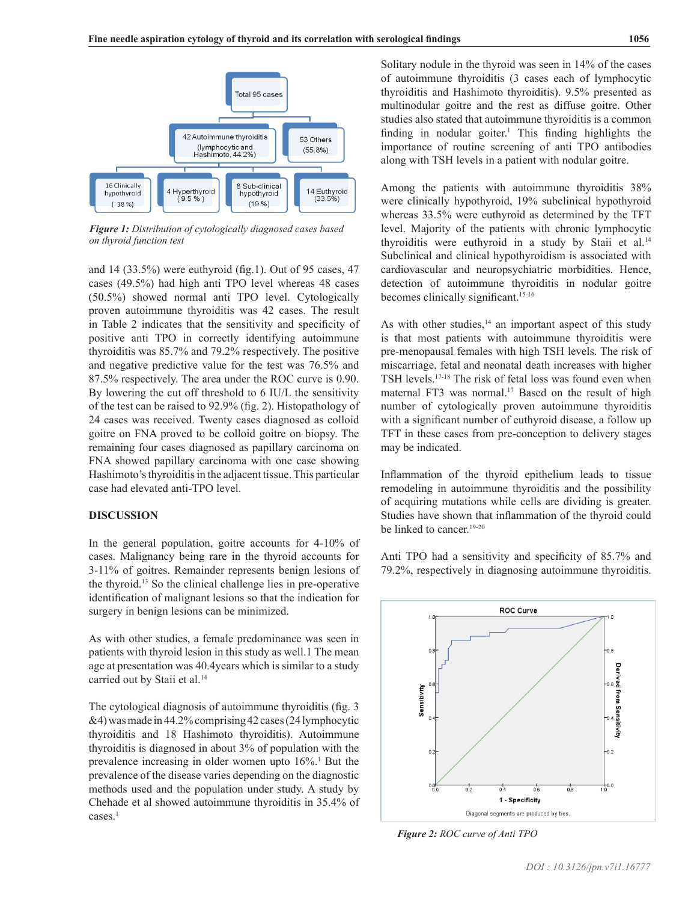Total 95 cases

42 Autoimmune thyroiditis (lymphocytic and Hashimoto, 44.2%)

53 Others (55.8%)

16 Clinically hypothyroid (38 %)

4 Hyperthyroid (9.5 %)

8 Sub-clinical hypothyroid (19 %)

14 Euthyroid (33.5%)

*Figure 1: Distribution of cytologically diagnosed cases based on thyroid function test*

and 14 (33.5%) were euthyroid (fig.1). Out of 95 cases, 47 cases (49.5%) had high anti TPO level whereas 48 cases (50.5%) showed normal anti TPO level. Cytologically proven autoimmune thyroiditis was 42 cases. The result in Table 2 indicates that the sensitivity and specificity of positive anti TPO in correctly identifying autoimmune thyroiditis was 85.7% and 79.2% respectively. The positive and negative predictive value for the test was 76.5% and 87.5% respectively. The area under the ROC curve is 0.90. By lowering the cut off threshold to 6 IU/L the sensitivity of the test can be raised to 92.9% (fig. 2). Histopathology of 24 cases was received. Twenty cases diagnosed as colloid goitre on FNA proved to be colloid goitre on biopsy. The remaining four cases diagnosed as papillary carcinoma on FNA showed papillary carcinoma with one case showing Hashimoto's thyroiditis in the adjacent tissue. This particular case had elevated anti-TPO level.

## DISCUSSION

In the general population, goitre accounts for 4-10% of cases. Malignancy being rare in the thyroid accounts for 3-11% of goitres. Remainder represents benign lesions of the thyroid.[13] So the clinical challenge lies in pre-operative identification of malignant lesions so that the indication for surgery in benign lesions can be minimized.

As with other studies, a female predominance was seen in patients with thyroid lesion in this study as well.1 The mean age at presentation was 40.4years which is similar to a study carried out by Staii et al.[14]

The cytological diagnosis of autoimmune thyroiditis (fig. 3 &4) was made in 44.2% comprising 42 cases (24 lymphocytic thyroiditis and 18 Hashimoto thyroiditis). Autoimmune thyroiditis is diagnosed in about 3% of population with the prevalence increasing in older women upto 16%.[1] But the prevalence of the disease varies depending on the diagnostic methods used and the population under study. A study by Chehade et al showed autoimmune thyroiditis in 35.4% of cases.[1]

Solitary nodule in the thyroid was seen in 14% of the cases of autoimmune thyroiditis (3 cases each of lymphocytic thyroiditis and Hashimoto thyroiditis). 9.5% presented as multinodular goitre and the rest as diffuse goitre. Other studies also stated that autoimmune thyroiditis is a common finding in nodular goiter.[1] This finding highlights the importance of routine screening of anti TPO antibodies along with TSH levels in a patient with nodular goitre.

Among the patients with autoimmune thyroiditis 38% were clinically hypothyroid, 19% subclinical hypothyroid whereas 33.5% were euthyroid as determined by the TFT level. Majority of the patients with chronic lymphocytic thyroiditis were euthyroid in a study by Staii et al.[14] Subclinical and clinical hypothyroidism is associated with cardiovascular and neuropsychiatric morbidities. Hence, detection of autoimmune thyroiditis in nodular goitre becomes clinically significant.[15-16]

As with other studies,[14] an important aspect of this study is that most patients with autoimmune thyroiditis were pre-menopausal females with high TSH levels. The risk of miscarriage, fetal and neonatal death increases with higher TSH levels.[17-18] The risk of fetal loss was found even when maternal FT3 was normal.[17] Based on the result of high number of cytologically proven autoimmune thyroiditis with a significant number of euthyroid disease, a follow up TFT in these cases from pre-conception to delivery stages may be indicated.

Inflammation of the thyroid epithelium leads to tissue remodeling in autoimmune thyroiditis and the possibility of acquiring mutations while cells are dividing is greater. Studies have shown that inflammation of the thyroid could be linked to cancer.[19-20]

Anti TPO had a sensitivity and specificity of 85.7% and 79.2%, respectively in diagnosing autoimmune thyroiditis.

ROC Curve

Diagonal segments are produced by ties.

*Figure 2: ROC curve of Anti TPO*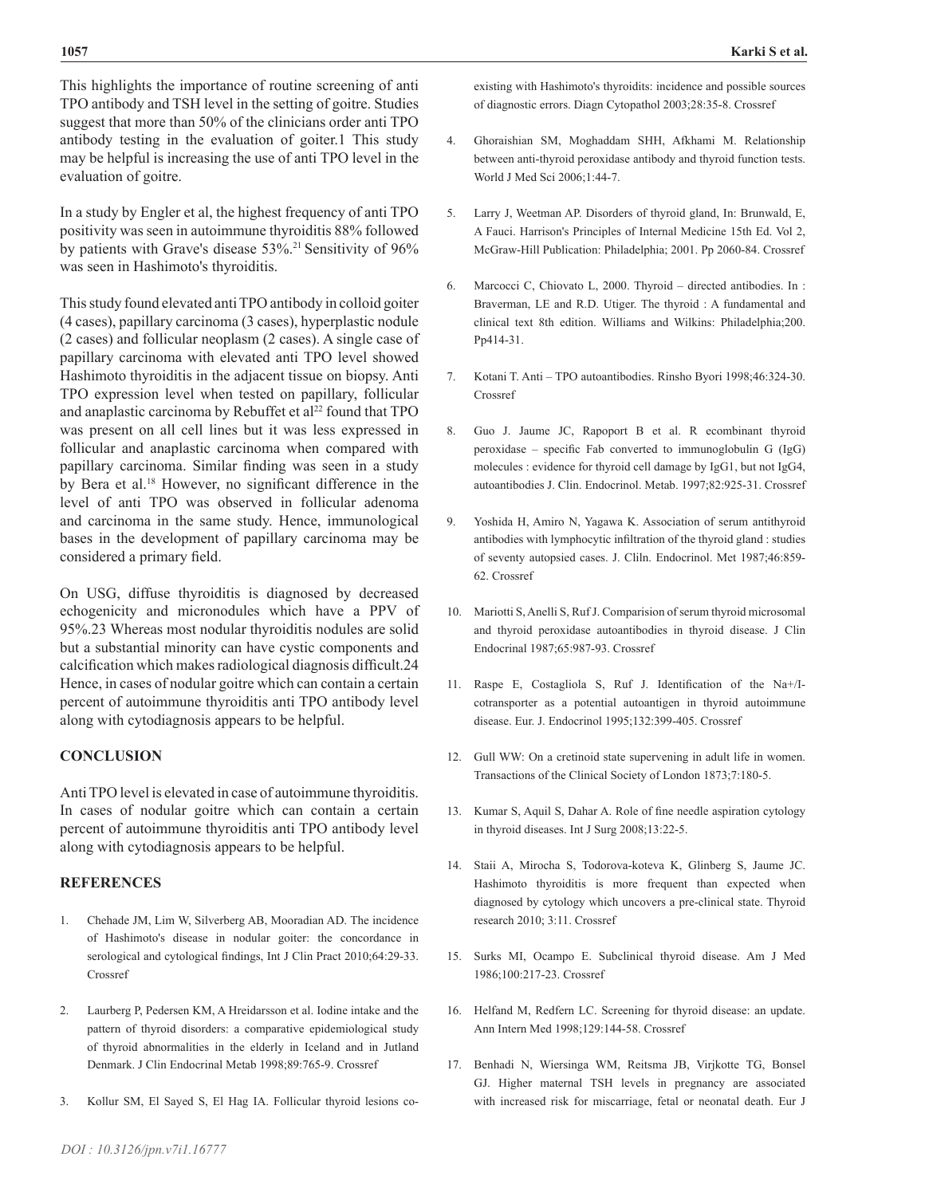This highlights the importance of routine screening of anti TPO antibody and TSH level in the setting of goitre. Studies suggest that more than 50% of the clinicians order anti TPO antibody testing in the evaluation of goiter.1 This study may be helpful is increasing the use of anti TPO level in the evaluation of goitre.

In a study by Engler et al, the highest frequency of anti TPO positivity was seen in autoimmune thyroiditis 88% followed by patients with Grave's disease 53%.[21] Sensitivity of 96% was seen in Hashimoto's thyroiditis.

This study found elevated anti TPO antibody in colloid goiter (4 cases), papillary carcinoma (3 cases), hyperplastic nodule (2 cases) and follicular neoplasm (2 cases). A single case of papillary carcinoma with elevated anti TPO level showed Hashimoto thyroiditis in the adjacent tissue on biopsy. Anti TPO expression level when tested on papillary, follicular and anaplastic carcinoma by Rebuffet et al[22] found that TPO was present on all cell lines but it was less expressed in follicular and anaplastic carcinoma when compared with papillary carcinoma. Similar finding was seen in a study by Bera et al.[18] However, no significant difference in the level of anti TPO was observed in follicular adenoma and carcinoma in the same study. Hence, immunological bases in the development of papillary carcinoma may be considered a primary field.

On USG, diffuse thyroiditis is diagnosed by decreased echogenicity and micronodules which have a PPV of 95%.23 Whereas most nodular thyroiditis nodules are solid but a substantial minority can have cystic components and calcification which makes radiological diagnosis difficult.24 Hence, in cases of nodular goitre which can contain a certain percent of autoimmune thyroiditis anti TPO antibody level along with cytodiagnosis appears to be helpful.

## CONCLUSION

Anti TPO level is elevated in case of autoimmune thyroiditis. In cases of nodular goitre which can contain a certain percent of autoimmune thyroiditis anti TPO antibody level along with cytodiagnosis appears to be helpful.

## REFERENCES

1. Chehade JM, Lim W, Silverberg AB, Mooradian AD. The incidence of Hashimoto's disease in nodular goiter: the concordance in serological and cytological findings, Int J Clin Pract 2010;64:29-33. Crossref
2. Laurberg P, Pedersen KM, A Hreidarsson et al. Iodine intake and the pattern of thyroid disorders: a comparative epidemiological study of thyroid abnormalities in the elderly in Iceland and in Jutland Denmark. J Clin Endocrinal Metab 1998;89:765-9. Crossref
3. Kollur SM, El Sayed S, El Hag IA. Follicular thyroid lesions co-existing with Hashimoto's thyroidits: incidence and possible sources of diagnostic errors. Diagn Cytopathol 2003;28:35-8. Crossref
4. Ghoraishian SM, Moghaddam SHH, Afkhami M. Relationship between anti-thyroid peroxidase antibody and thyroid function tests. World J Med Sci 2006;1:44-7.
5. Larry J, Weetman AP. Disorders of thyroid gland, In: Brunwald, E, A Fauci. Harrison's Principles of Internal Medicine 15th Ed. Vol 2, McGraw-Hill Publication: Philadelphia; 2001. Pp 2060-84. Crossref
6. Marcocci C, Chiovato L, 2000. Thyroid – directed antibodies. In : Braverman, LE and R.D. Utiger. The thyroid : A fundamental and clinical text 8th edition. Williams and Wilkins: Philadelphia;200. Pp414-31.
7. Kotani T. Anti – TPO autoantibodies. Rinsho Byori 1998;46:324-30. Crossref
8. Guo J. Jaume JC, Rapoport B et al. R ecombinant thyroid peroxidase – specific Fab converted to immunoglobulin G (IgG) molecules : evidence for thyroid cell damage by IgG1, but not IgG4, autoantibodies J. Clin. Endocrinol. Metab. 1997;82:925-31. Crossref
9. Yoshida H, Amiro N, Yagawa K. Association of serum antithyroid antibodies with lymphocytic infiltration of the thyroid gland : studies of seventy autopsied cases. J. Cliln. Endocrinol. Met 1987;46:859-62. Crossref
10. Mariotti S, Anelli S, Ruf J. Comparision of serum thyroid microsomal and thyroid peroxidase autoantibodies in thyroid disease. J Clin Endocrinal 1987;65:987-93. Crossref
11. Raspe E, Costagliola S, Ruf J. Identification of the Na+/I-cotransporter as a potential autoantigen in thyroid autoimmune disease. Eur. J. Endocrinol 1995;132:399-405. Crossref
12. Gull WW: On a cretinoid state supervening in adult life in women. Transactions of the Clinical Society of London 1873;7:180-5.
13. Kumar S, Aquil S, Dahar A. Role of fine needle aspiration cytology in thyroid diseases. Int J Surg 2008;13:22-5.
14. Staii A, Mirocha S, Todorova-koteva K, Glinberg S, Jaume JC. Hashimoto thyroiditis is more frequent than expected when diagnosed by cytology which uncovers a pre-clinical state. Thyroid research 2010; 3:11. Crossref
15. Surks MI, Ocampo E. Subclinical thyroid disease. Am J Med 1986;100:217-23. Crossref
16. Helfand M, Redfern LC. Screening for thyroid disease: an update. Ann Intern Med 1998;129:144-58. Crossref
17. Benhadi N, Wiersinga WM, Reitsma JB, Virjkotte TG, Bonsel GJ. Higher maternal TSH levels in pregnancy are associated with increased risk for miscarriage, fetal or neonatal death. Eur J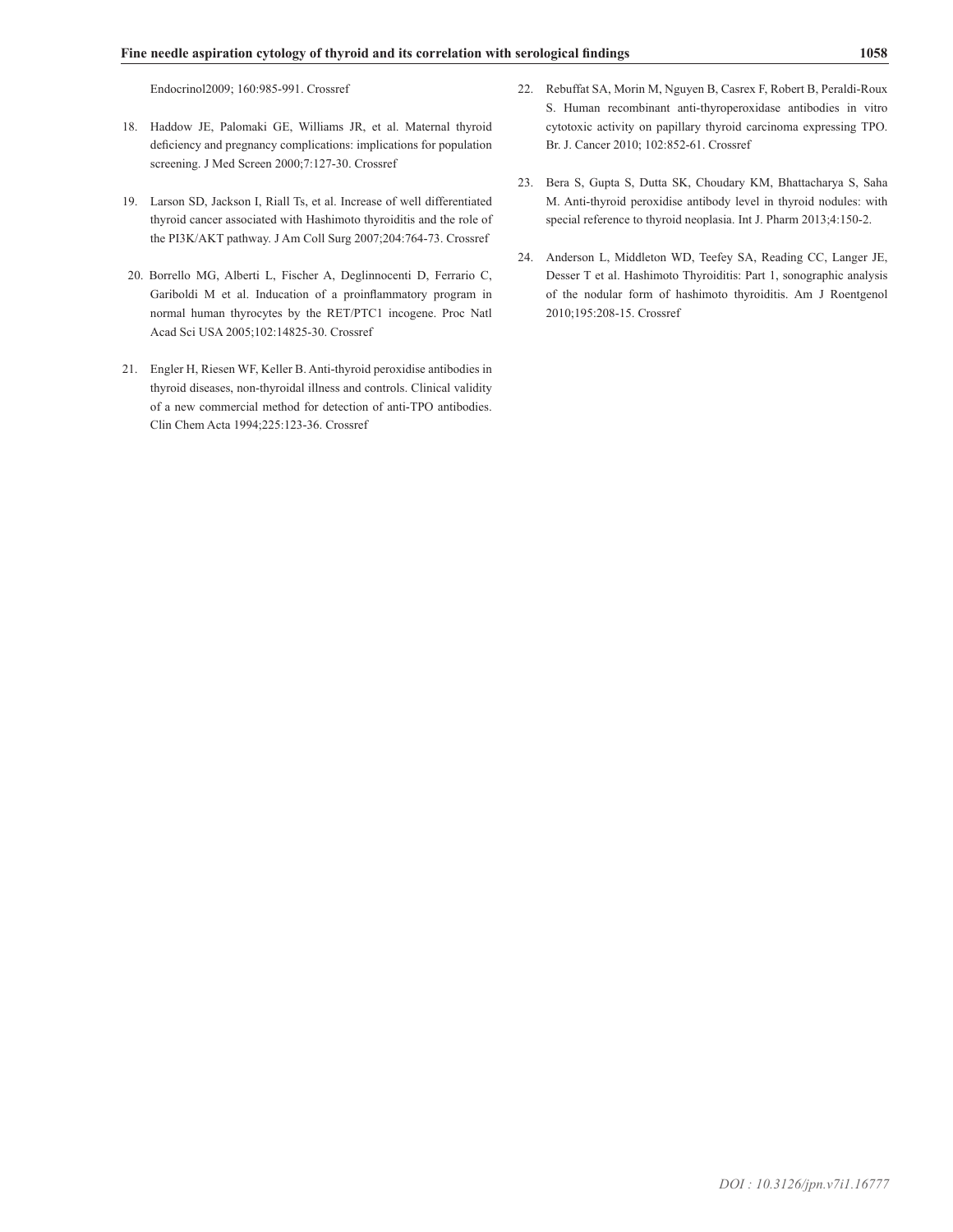Endocrinol2009; 160:985-991. Crossref

18. Haddow JE, Palomaki GE, Williams JR, et al. Maternal thyroid deficiency and pregnancy complications: implications for population screening. J Med Screen 2000;7:127-30. Crossref

19. Larson SD, Jackson I, Riall Ts, et al. Increase of well differentiated thyroid cancer associated with Hashimoto thyroiditis and the role of the PI3K/AKT pathway. J Am Coll Surg 2007;204:764-73. Crossref

20. Borrello MG, Alberti L, Fischer A, Deglinnocenti D, Ferrario C, Gariboldi M et al. Inducation of a proinflammatory program in normal human thyrocytes by the RET/PTC1 incogene. Proc Natl Acad Sci USA 2005;102:14825-30. Crossref

21. Engler H, Riesen WF, Keller B. Anti-thyroid peroxidise antibodies in thyroid diseases, non-thyroidal illness and controls. Clinical validity of a new commercial method for detection of anti-TPO antibodies. Clin Chem Acta 1994;225:123-36. Crossref

22. Rebuffat SA, Morin M, Nguyen B, Casrex F, Robert B, Peraldi-Roux S. Human recombinant anti-thyroperoxidase antibodies in vitro cytotoxic activity on papillary thyroid carcinoma expressing TPO. Br. J. Cancer 2010; 102:852-61. Crossref

23. Bera S, Gupta S, Dutta SK, Choudary KM, Bhattacharya S, Saha M. Anti-thyroid peroxidise antibody level in thyroid nodules: with special reference to thyroid neoplasia. Int J. Pharm 2013;4:150-2.

24. Anderson L, Middleton WD, Teefey SA, Reading CC, Langer JE, Desser T et al. Hashimoto Thyroiditis: Part 1, sonographic analysis of the nodular form of hashimoto thyroiditis. Am J Roentgenol 2010;195:208-15. Crossref